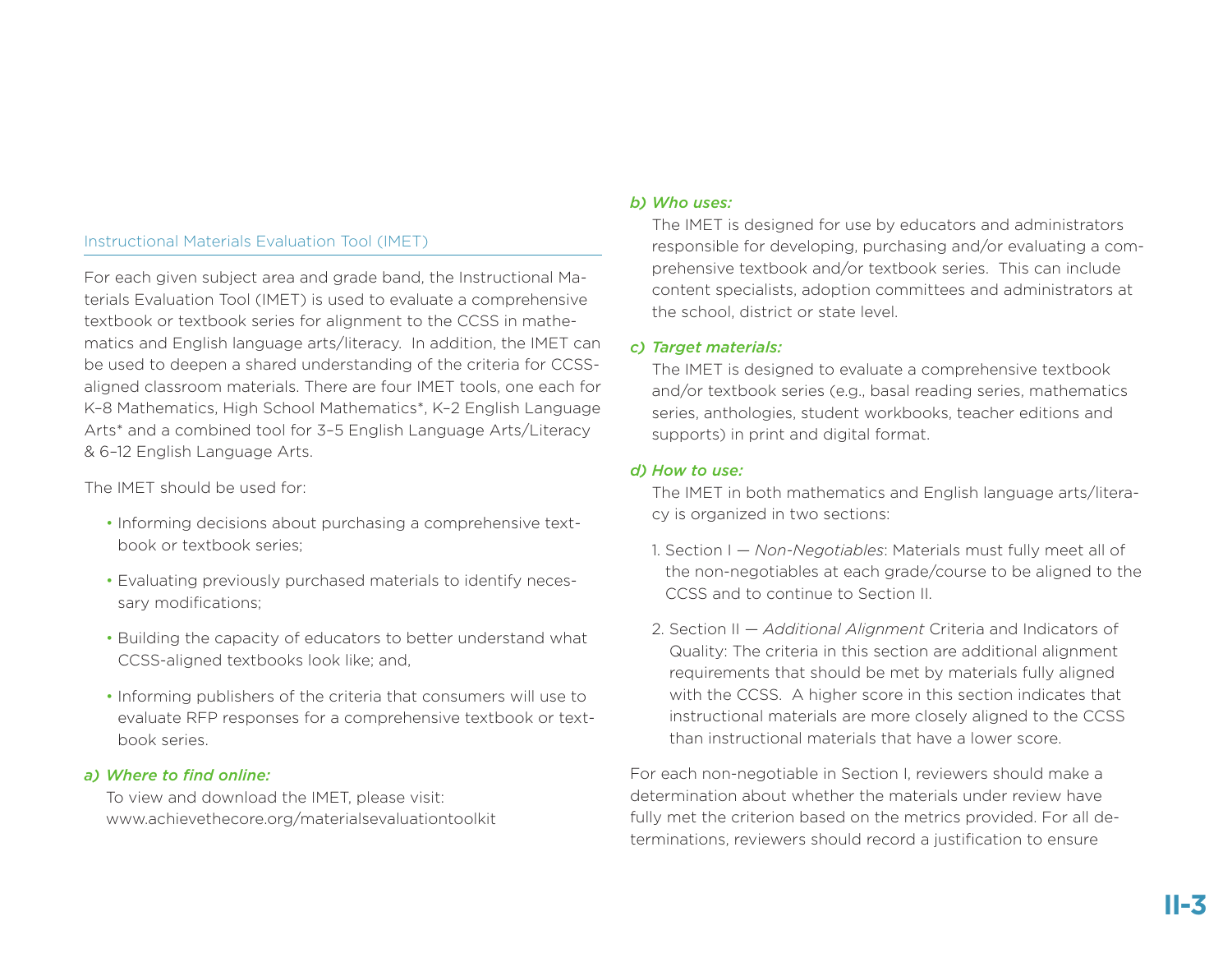## Instructional Materials Evaluation Tool (IMET)

For each given subject area and grade band, the Instructional Materials Evaluation Tool (IMET) is used to evaluate a comprehensive textbook or textbook series for alignment to the CCSS in mathematics and English language arts/literacy. In addition, the IMET can be used to deepen a shared understanding of the criteria for CCSS-aligned classroom materials. There are four IMET tools, one each for K–8 Mathematics, High School Mathematics*, K–2 English Language Arts* and a combined tool for 3–5 English Language Arts/Literacy & 6–12 English Language Arts.

The IMET should be used for:

- Informing decisions about purchasing a comprehensive textbook or textbook series;
- Evaluating previously purchased materials to identify necessary modifications;
- Building the capacity of educators to better understand what CCSS-aligned textbooks look like; and,
- Informing publishers of the criteria that consumers will use to evaluate RFP responses for a comprehensive textbook or textbook series.

*a) Where to find online:*

To view and download the IMET, please visit: www.achievethecore.org/materialsevaluationtoolkit

*b) Who uses:*

The IMET is designed for use by educators and administrators responsible for developing, purchasing and/or evaluating a comprehensive textbook and/or textbook series. This can include content specialists, adoption committees and administrators at the school, district or state level.

*c) Target materials:*

The IMET is designed to evaluate a comprehensive textbook and/or textbook series (e.g., basal reading series, mathematics series, anthologies, student workbooks, teacher editions and supports) in print and digital format.

*d) How to use:*

The IMET in both mathematics and English language arts/literacy is organized in two sections:

1. Section I — *Non-Negotiables*: Materials must fully meet all of the non-negotiables at each grade/course to be aligned to the CCSS and to continue to Section II.
2. Section II — *Additional Alignment* Criteria and Indicators of Quality: The criteria in this section are additional alignment requirements that should be met by materials fully aligned with the CCSS. A higher score in this section indicates that instructional materials are more closely aligned to the CCSS than instructional materials that have a lower score.

For each non-negotiable in Section I, reviewers should make a determination about whether the materials under review have fully met the criterion based on the metrics provided. For all determinations, reviewers should record a justification to ensure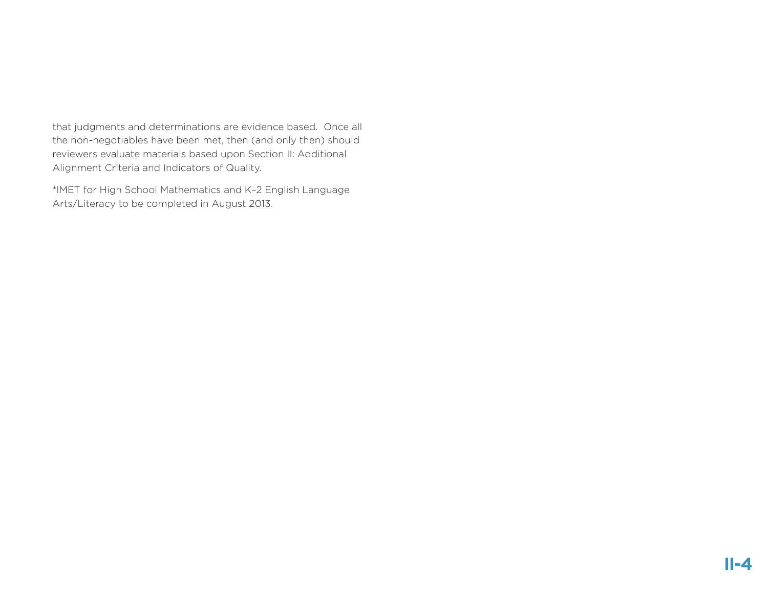that judgments and determinations are evidence based.  Once all the non-negotiables have been met, then (and only then) should reviewers evaluate materials based upon Section II: Additional Alignment Criteria and Indicators of Quality.

*IMET for High School Mathematics and K–2 English Language Arts/Literacy to be completed in August 2013.